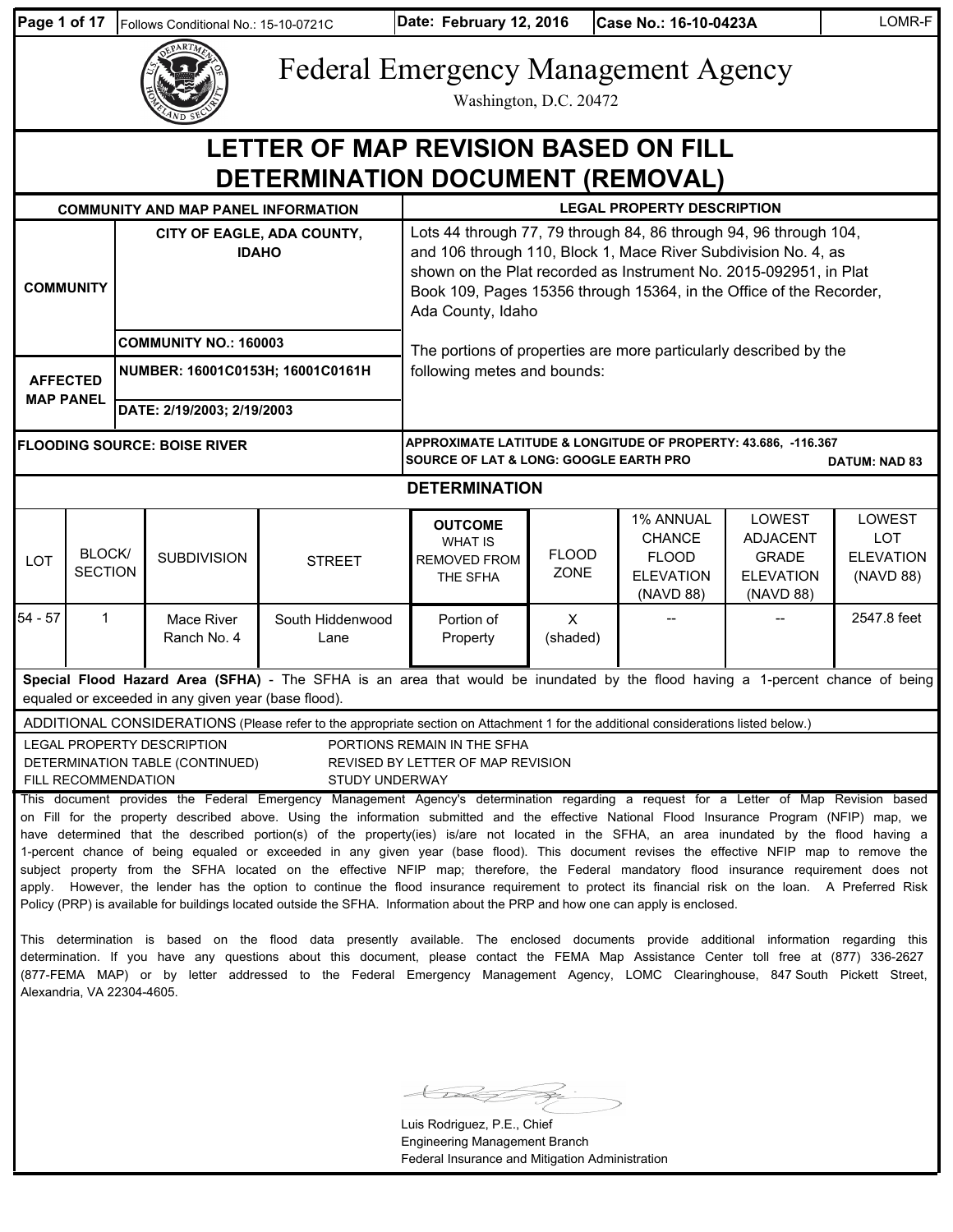| Follows Conditional No.: 15-10-0721C | Date: February 12, 2016 | Case No.: 16-10-0423A | LOMR-F |
|---|---|---|---|

# Federal Emergency Management Agency

Washington, D.C. 20472

## LETTER OF MAP REVISION BASED ON FILL DETERMINATION DOCUMENT (REMOVAL)

| COMMUNITY AND MAP PANEL INFORMATION | | LEGAL PROPERTY DESCRIPTION |
|---|---|---|
| COMMUNITY | CITY OF EAGLE, ADA COUNTY, IDAHO | Lots 44 through 77, 79 through 84, 86 through 94, 96 through 104, and 106 through 110, Block 1, Mace River Subdivision No. 4, as shown on the Plat recorded as Instrument No. 2015-092951, in Plat Book 109, Pages 15356 through 15364, in the Office of the Recorder, Ada County, Idaho |
| | COMMUNITY NO.: 160003 | The portions of properties are more particularly described by the following metes and bounds: |
| AFFECTED MAP PANEL | NUMBER: 16001C0153H; 16001C0161H | |
| | DATE: 2/19/2003; 2/19/2003 | |
| FLOODING SOURCE: BOISE RIVER | | APPROXIMATE LATITUDE & LONGITUDE OF PROPERTY: 43.686, -116.367<br>SOURCE OF LAT & LONG: GOOGLE EARTH PRO DATUM: NAD 83 |

### DETERMINATION

| LOT | BLOCK/ SECTION | SUBDIVISION | STREET | OUTCOME WHAT IS REMOVED FROM THE SFHA | FLOOD ZONE | 1% ANNUAL CHANCE FLOOD ELEVATION (NAVD 88) | LOWEST ADJACENT GRADE ELEVATION (NAVD 88) | LOWEST LOT ELEVATION (NAVD 88) |
|---|---|---|---|---|---|---|---|---|
| 54 - 57 | 1 | Mace River Ranch No. 4 | South Hiddenwood Lane | Portion of Property | X (shaded) | -- | -- | 2547.8 feet |

**Special Flood Hazard Area (SFHA)** - The SFHA is an area that would be inundated by the flood having a 1-percent chance of being equaled or exceeded in any given year (base flood).

ADDITIONAL CONSIDERATIONS (Please refer to the appropriate section on Attachment 1 for the additional considerations listed below.)

LEGAL PROPERTY DESCRIPTION
DETERMINATION TABLE (CONTINUED)
FILL RECOMMENDATION
PORTIONS REMAIN IN THE SFHA
REVISED BY LETTER OF MAP REVISION
STUDY UNDERWAY

This document provides the Federal Emergency Management Agency's determination regarding a request for a Letter of Map Revision based on Fill for the property described above. Using the information submitted and the effective National Flood Insurance Program (NFIP) map, we have determined that the described portion(s) of the property(ies) is/are not located in the SFHA, an area inundated by the flood having a 1-percent chance of being equaled or exceeded in any given year (base flood). This document revises the effective NFIP map to remove the subject property from the SFHA located on the effective NFIP map; therefore, the Federal mandatory flood insurance requirement does not apply. However, the lender has the option to continue the flood insurance requirement to protect its financial risk on the loan. A Preferred Risk Policy (PRP) is available for buildings located outside the SFHA. Information about the PRP and how one can apply is enclosed.

This determination is based on the flood data presently available. The enclosed documents provide additional information regarding this determination. If you have any questions about this document, please contact the FEMA Map Assistance Center toll free at (877) 336-2627 (877-FEMA MAP) or by letter addressed to the Federal Emergency Management Agency, LOMC Clearinghouse, 847 South Pickett Street, Alexandria, VA 22304-4605.

Luis Rodriguez, P.E., Chief
Engineering Management Branch
Federal Insurance and Mitigation Administration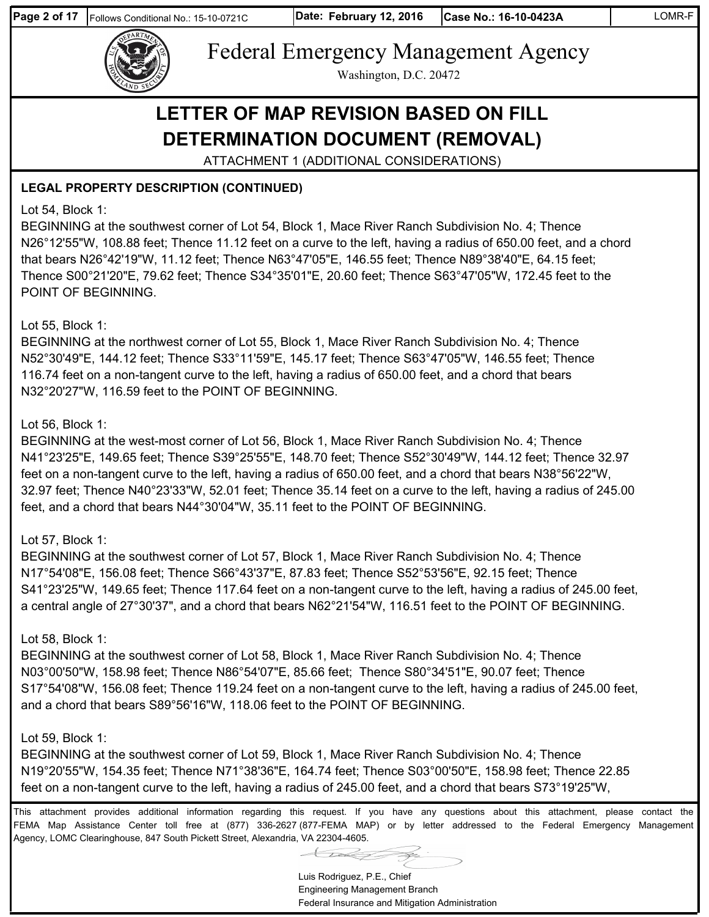# Federal Emergency Management Agency

Washington, D.C. 20472

## LETTER OF MAP REVISION BASED ON FILL DETERMINATION DOCUMENT (REMOVAL)

ATTACHMENT 1 (ADDITIONAL CONSIDERATIONS)

**LEGAL PROPERTY DESCRIPTION (CONTINUED)**

Lot 54, Block 1:
BEGINNING at the southwest corner of Lot 54, Block 1, Mace River Ranch Subdivision No. 4; Thence N26°12'55"W, 108.88 feet; Thence 11.12 feet on a curve to the left, having a radius of 650.00 feet, and a chord that bears N26°42'19"W, 11.12 feet; Thence N63°47'05"E, 146.55 feet; Thence N89°38'40"E, 64.15 feet; Thence S00°21'20"E, 79.62 feet; Thence S34°35'01"E, 20.60 feet; Thence S63°47'05"W, 172.45 feet to the POINT OF BEGINNING.

Lot 55, Block 1:
BEGINNING at the northwest corner of Lot 55, Block 1, Mace River Ranch Subdivision No. 4; Thence N52°30'49"E, 144.12 feet; Thence S33°11'59"E, 145.17 feet; Thence S63°47'05"W, 146.55 feet; Thence 116.74 feet on a non-tangent curve to the left, having a radius of 650.00 feet, and a chord that bears N32°20'27"W, 116.59 feet to the POINT OF BEGINNING.

Lot 56, Block 1:
BEGINNING at the west-most corner of Lot 56, Block 1, Mace River Ranch Subdivision No. 4; Thence N41°23'25"E, 149.65 feet; Thence S39°25'55"E, 148.70 feet; Thence S52°30'49"W, 144.12 feet; Thence 32.97 feet on a non-tangent curve to the left, having a radius of 650.00 feet, and a chord that bears N38°56'22"W, 32.97 feet; Thence N40°23'33"W, 52.01 feet; Thence 35.14 feet on a curve to the left, having a radius of 245.00 feet, and a chord that bears N44°30'04"W, 35.11 feet to the POINT OF BEGINNING.

Lot 57, Block 1:
BEGINNING at the southwest corner of Lot 57, Block 1, Mace River Ranch Subdivision No. 4; Thence N17°54'08"E, 156.08 feet; Thence S66°43'37"E, 87.83 feet; Thence S52°53'56"E, 92.15 feet; Thence S41°23'25"W, 149.65 feet; Thence 117.64 feet on a non-tangent curve to the left, having a radius of 245.00 feet, a central angle of 27°30'37", and a chord that bears N62°21'54"W, 116.51 feet to the POINT OF BEGINNING.

Lot 58, Block 1:
BEGINNING at the southwest corner of Lot 58, Block 1, Mace River Ranch Subdivision No. 4; Thence N03°00'50"W, 158.98 feet; Thence N86°54'07"E, 85.66 feet; Thence S80°34'51"E, 90.07 feet; Thence S17°54'08"W, 156.08 feet; Thence 119.24 feet on a non-tangent curve to the left, having a radius of 245.00 feet, and a chord that bears S89°56'16"W, 118.06 feet to the POINT OF BEGINNING.

Lot 59, Block 1:
BEGINNING at the southwest corner of Lot 59, Block 1, Mace River Ranch Subdivision No. 4; Thence N19°20'55"W, 154.35 feet; Thence N71°38'36"E, 164.74 feet; Thence S03°00'50"E, 158.98 feet; Thence 22.85 feet on a non-tangent curve to the left, having a radius of 245.00 feet, and a chord that bears S73°19'25"W,

This attachment provides additional information regarding this request. If you have any questions about this attachment, please contact the FEMA Map Assistance Center toll free at (877) 336-2627 (877-FEMA MAP) or by letter addressed to the Federal Emergency Management Agency, LOMC Clearinghouse, 847 South Pickett Street, Alexandria, VA 22304-4605.

Luis Rodriguez, P.E., Chief
Engineering Management Branch
Federal Insurance and Mitigation Administration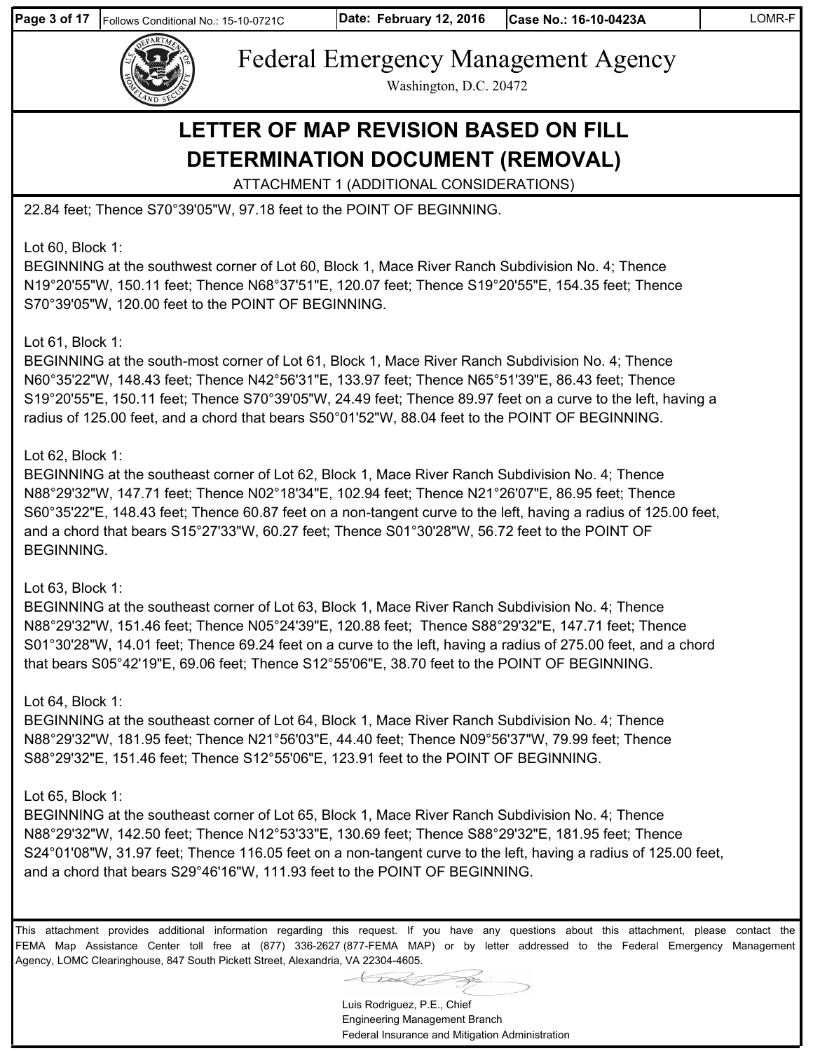# Federal Emergency Management Agency

Washington, D.C. 20472

## LETTER OF MAP REVISION BASED ON FILL DETERMINATION DOCUMENT (REMOVAL)

ATTACHMENT 1 (ADDITIONAL CONSIDERATIONS)

22.84 feet; Thence S70°39'05"W, 97.18 feet to the POINT OF BEGINNING.

Lot 60, Block 1:
BEGINNING at the southwest corner of Lot 60, Block 1, Mace River Ranch Subdivision No. 4; Thence N19°20'55"W, 150.11 feet; Thence N68°37'51"E, 120.07 feet; Thence S19°20'55"E, 154.35 feet; Thence S70°39'05"W, 120.00 feet to the POINT OF BEGINNING.

Lot 61, Block 1:
BEGINNING at the south-most corner of Lot 61, Block 1, Mace River Ranch Subdivision No. 4; Thence N60°35'22"W, 148.43 feet; Thence N42°56'31"E, 133.97 feet; Thence N65°51'39"E, 86.43 feet; Thence S19°20'55"E, 150.11 feet; Thence S70°39'05"W, 24.49 feet; Thence 89.97 feet on a curve to the left, having a radius of 125.00 feet, and a chord that bears S50°01'52"W, 88.04 feet to the POINT OF BEGINNING.

Lot 62, Block 1:
BEGINNING at the southeast corner of Lot 62, Block 1, Mace River Ranch Subdivision No. 4; Thence N88°29'32"W, 147.71 feet; Thence N02°18'34"E, 102.94 feet; Thence N21°26'07"E, 86.95 feet; Thence S60°35'22"E, 148.43 feet; Thence 60.87 feet on a non-tangent curve to the left, having a radius of 125.00 feet, and a chord that bears S15°27'33"W, 60.27 feet; Thence S01°30'28"W, 56.72 feet to the POINT OF BEGINNING.

Lot 63, Block 1:
BEGINNING at the southeast corner of Lot 63, Block 1, Mace River Ranch Subdivision No. 4; Thence N88°29'32"W, 151.46 feet; Thence N05°24'39"E, 120.88 feet; Thence S88°29'32"E, 147.71 feet; Thence S01°30'28"W, 14.01 feet; Thence 69.24 feet on a curve to the left, having a radius of 275.00 feet, and a chord that bears S05°42'19"E, 69.06 feet; Thence S12°55'06"E, 38.70 feet to the POINT OF BEGINNING.

Lot 64, Block 1:
BEGINNING at the southeast corner of Lot 64, Block 1, Mace River Ranch Subdivision No. 4; Thence N88°29'32"W, 181.95 feet; Thence N21°56'03"E, 44.40 feet; Thence N09°56'37"W, 79.99 feet; Thence S88°29'32"E, 151.46 feet; Thence S12°55'06"E, 123.91 feet to the POINT OF BEGINNING.

Lot 65, Block 1:
BEGINNING at the southeast corner of Lot 65, Block 1, Mace River Ranch Subdivision No. 4; Thence N88°29'32"W, 142.50 feet; Thence N12°53'33"E, 130.69 feet; Thence S88°29'32"E, 181.95 feet; Thence S24°01'08"W, 31.97 feet; Thence 116.05 feet on a non-tangent curve to the left, having a radius of 125.00 feet, and a chord that bears S29°46'16"W, 111.93 feet to the POINT OF BEGINNING.

This attachment provides additional information regarding this request. If you have any questions about this attachment, please contact the FEMA Map Assistance Center toll free at (877) 336-2627 (877-FEMA MAP) or by letter addressed to the Federal Emergency Management Agency, LOMC Clearinghouse, 847 South Pickett Street, Alexandria, VA 22304-4605.

Luis Rodriguez, P.E., Chief
Engineering Management Branch
Federal Insurance and Mitigation Administration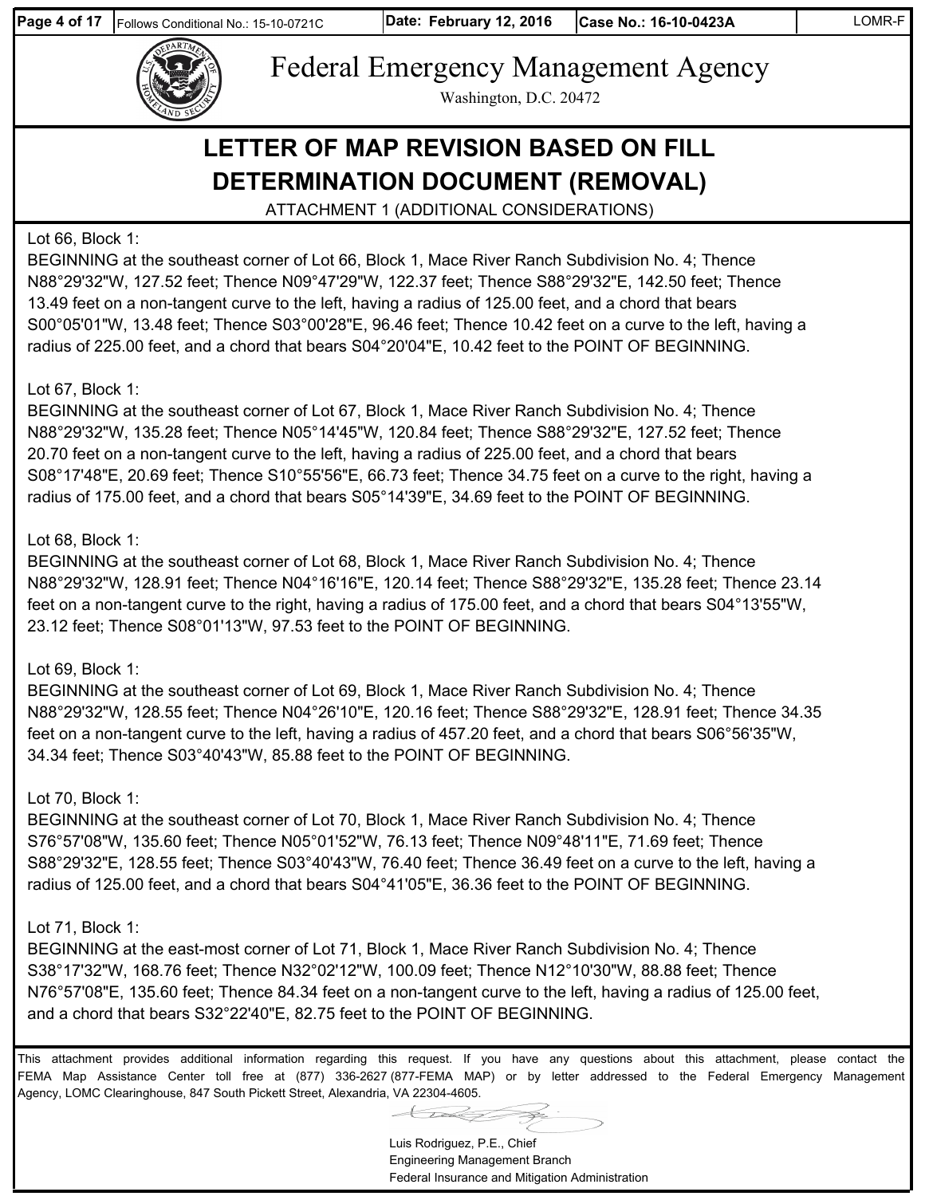Federal Emergency Management Agency

Washington, D.C. 20472

# LETTER OF MAP REVISION BASED ON FILL DETERMINATION DOCUMENT (REMOVAL)

ATTACHMENT 1 (ADDITIONAL CONSIDERATIONS)

Lot 66, Block 1:
BEGINNING at the southeast corner of Lot 66, Block 1, Mace River Ranch Subdivision No. 4; Thence N88°29'32"W, 127.52 feet; Thence N09°47'29"W, 122.37 feet; Thence S88°29'32"E, 142.50 feet; Thence 13.49 feet on a non-tangent curve to the left, having a radius of 125.00 feet, and a chord that bears S00°05'01"W, 13.48 feet; Thence S03°00'28"E, 96.46 feet; Thence 10.42 feet on a curve to the left, having a radius of 225.00 feet, and a chord that bears S04°20'04"E, 10.42 feet to the POINT OF BEGINNING.

Lot 67, Block 1:
BEGINNING at the southeast corner of Lot 67, Block 1, Mace River Ranch Subdivision No. 4; Thence N88°29'32"W, 135.28 feet; Thence N05°14'45"W, 120.84 feet; Thence S88°29'32"E, 127.52 feet; Thence 20.70 feet on a non-tangent curve to the left, having a radius of 225.00 feet, and a chord that bears S08°17'48"E, 20.69 feet; Thence S10°55'56"E, 66.73 feet; Thence 34.75 feet on a curve to the right, having a radius of 175.00 feet, and a chord that bears S05°14'39"E, 34.69 feet to the POINT OF BEGINNING.

Lot 68, Block 1:
BEGINNING at the southeast corner of Lot 68, Block 1, Mace River Ranch Subdivision No. 4; Thence N88°29'32"W, 128.91 feet; Thence N04°16'16"E, 120.14 feet; Thence S88°29'32"E, 135.28 feet; Thence 23.14 feet on a non-tangent curve to the right, having a radius of 175.00 feet, and a chord that bears S04°13'55"W, 23.12 feet; Thence S08°01'13"W, 97.53 feet to the POINT OF BEGINNING.

Lot 69, Block 1:
BEGINNING at the southeast corner of Lot 69, Block 1, Mace River Ranch Subdivision No. 4; Thence N88°29'32"W, 128.55 feet; Thence N04°26'10"E, 120.16 feet; Thence S88°29'32"E, 128.91 feet; Thence 34.35 feet on a non-tangent curve to the left, having a radius of 457.20 feet, and a chord that bears S06°56'35"W, 34.34 feet; Thence S03°40'43"W, 85.88 feet to the POINT OF BEGINNING.

Lot 70, Block 1:
BEGINNING at the southeast corner of Lot 70, Block 1, Mace River Ranch Subdivision No. 4; Thence S76°57'08"W, 135.60 feet; Thence N05°01'52"W, 76.13 feet; Thence N09°48'11"E, 71.69 feet; Thence S88°29'32"E, 128.55 feet; Thence S03°40'43"W, 76.40 feet; Thence 36.49 feet on a curve to the left, having a radius of 125.00 feet, and a chord that bears S04°41'05"E, 36.36 feet to the POINT OF BEGINNING.

Lot 71, Block 1:
BEGINNING at the east-most corner of Lot 71, Block 1, Mace River Ranch Subdivision No. 4; Thence S38°17'32"W, 168.76 feet; Thence N32°02'12"W, 100.09 feet; Thence N12°10'30"W, 88.88 feet; Thence N76°57'08"E, 135.60 feet; Thence 84.34 feet on a non-tangent curve to the left, having a radius of 125.00 feet, and a chord that bears S32°22'40"E, 82.75 feet to the POINT OF BEGINNING.

This attachment provides additional information regarding this request. If you have any questions about this attachment, please contact the FEMA Map Assistance Center toll free at (877) 336-2627 (877-FEMA MAP) or by letter addressed to the Federal Emergency Management Agency, LOMC Clearinghouse, 847 South Pickett Street, Alexandria, VA 22304-4605.

Luis Rodriguez, P.E., Chief
Engineering Management Branch
Federal Insurance and Mitigation Administration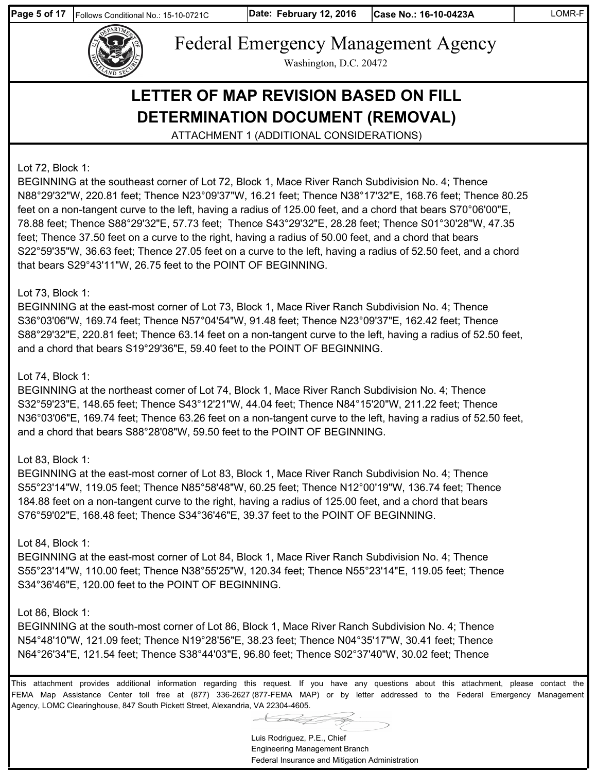Federal Emergency Management Agency

Washington, D.C. 20472

# LETTER OF MAP REVISION BASED ON FILL DETERMINATION DOCUMENT (REMOVAL)

ATTACHMENT 1 (ADDITIONAL CONSIDERATIONS)

Lot 72, Block 1:
BEGINNING at the southeast corner of Lot 72, Block 1, Mace River Ranch Subdivision No. 4; Thence N88°29'32"W, 220.81 feet; Thence N23°09'37"W, 16.21 feet; Thence N38°17'32"E, 168.76 feet; Thence 80.25 feet on a non-tangent curve to the left, having a radius of 125.00 feet, and a chord that bears S70°06'00"E, 78.88 feet; Thence S88°29'32"E, 57.73 feet; Thence S43°29'32"E, 28.28 feet; Thence S01°30'28"W, 47.35 feet; Thence 37.50 feet on a curve to the right, having a radius of 50.00 feet, and a chord that bears S22°59'35"W, 36.63 feet; Thence 27.05 feet on a curve to the left, having a radius of 52.50 feet, and a chord that bears S29°43'11"W, 26.75 feet to the POINT OF BEGINNING.

Lot 73, Block 1:
BEGINNING at the east-most corner of Lot 73, Block 1, Mace River Ranch Subdivision No. 4; Thence S36°03'06"W, 169.74 feet; Thence N57°04'54"W, 91.48 feet; Thence N23°09'37"E, 162.42 feet; Thence S88°29'32"E, 220.81 feet; Thence 63.14 feet on a non-tangent curve to the left, having a radius of 52.50 feet, and a chord that bears S19°29'36"E, 59.40 feet to the POINT OF BEGINNING.

Lot 74, Block 1:
BEGINNING at the northeast corner of Lot 74, Block 1, Mace River Ranch Subdivision No. 4; Thence S32°59'23"E, 148.65 feet; Thence S43°12'21"W, 44.04 feet; Thence N84°15'20"W, 211.22 feet; Thence N36°03'06"E, 169.74 feet; Thence 63.26 feet on a non-tangent curve to the left, having a radius of 52.50 feet, and a chord that bears S88°28'08"W, 59.50 feet to the POINT OF BEGINNING.

Lot 83, Block 1:
BEGINNING at the east-most corner of Lot 83, Block 1, Mace River Ranch Subdivision No. 4; Thence S55°23'14"W, 119.05 feet; Thence N85°58'48"W, 60.25 feet; Thence N12°00'19"W, 136.74 feet; Thence 184.88 feet on a non-tangent curve to the right, having a radius of 125.00 feet, and a chord that bears S76°59'02"E, 168.48 feet; Thence S34°36'46"E, 39.37 feet to the POINT OF BEGINNING.

Lot 84, Block 1:
BEGINNING at the east-most corner of Lot 84, Block 1, Mace River Ranch Subdivision No. 4; Thence S55°23'14"W, 110.00 feet; Thence N38°55'25"W, 120.34 feet; Thence N55°23'14"E, 119.05 feet; Thence S34°36'46"E, 120.00 feet to the POINT OF BEGINNING.

Lot 86, Block 1:
BEGINNING at the south-most corner of Lot 86, Block 1, Mace River Ranch Subdivision No. 4; Thence N54°48'10"W, 121.09 feet; Thence N19°28'56"E, 38.23 feet; Thence N04°35'17"W, 30.41 feet; Thence N64°26'34"E, 121.54 feet; Thence S38°44'03"E, 96.80 feet; Thence S02°37'40"W, 30.02 feet; Thence

This attachment provides additional information regarding this request. If you have any questions about this attachment, please contact the FEMA Map Assistance Center toll free at (877) 336-2627 (877-FEMA MAP) or by letter addressed to the Federal Emergency Management Agency, LOMC Clearinghouse, 847 South Pickett Street, Alexandria, VA 22304-4605.

Luis Rodriguez, P.E., Chief
Engineering Management Branch
Federal Insurance and Mitigation Administration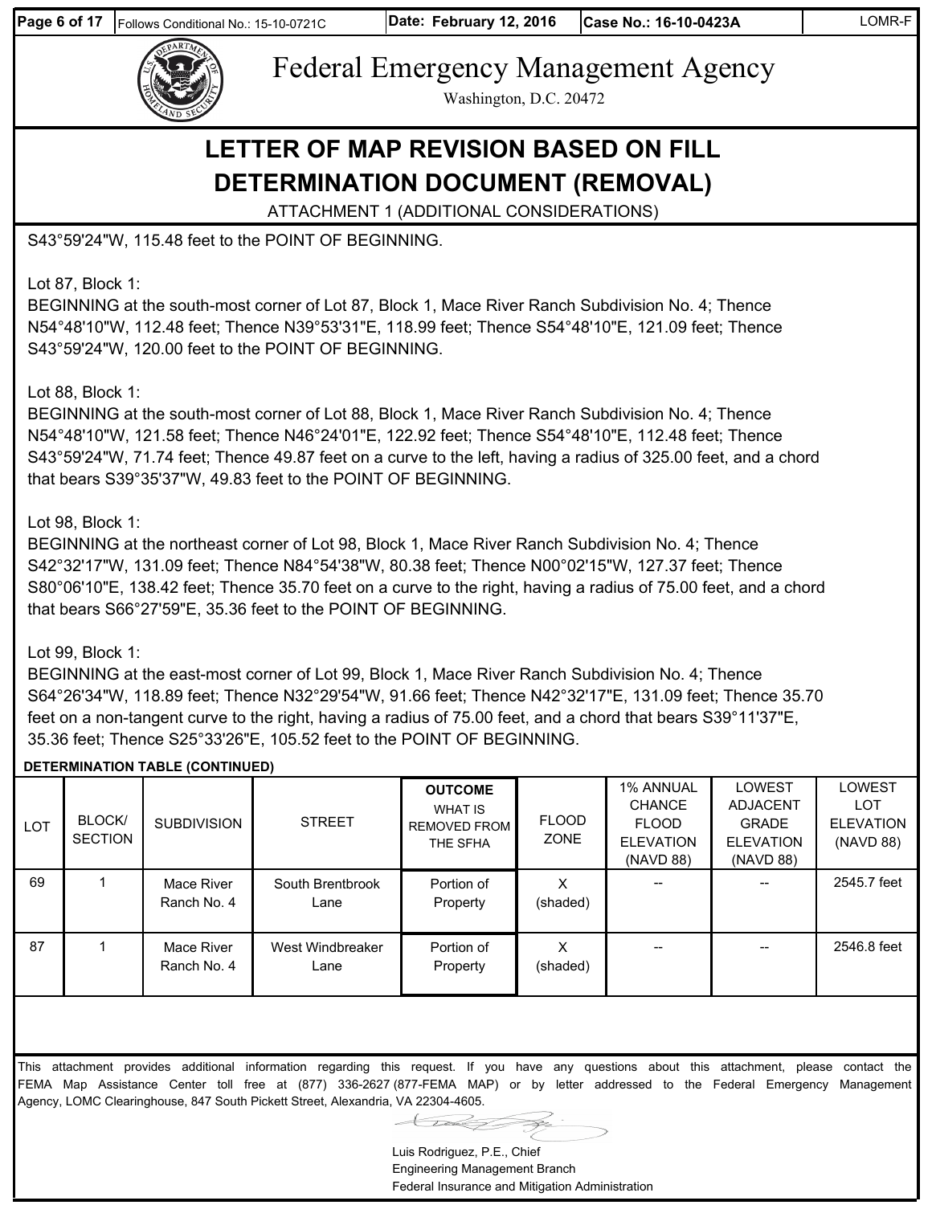# Federal Emergency Management Agency

Washington, D.C. 20472

## LETTER OF MAP REVISION BASED ON FILL DETERMINATION DOCUMENT (REMOVAL)

ATTACHMENT 1 (ADDITIONAL CONSIDERATIONS)

S43°59'24"W, 115.48 feet to the POINT OF BEGINNING.

Lot 87, Block 1:
BEGINNING at the south-most corner of Lot 87, Block 1, Mace River Ranch Subdivision No. 4; Thence N54°48'10"W, 112.48 feet; Thence N39°53'31"E, 118.99 feet; Thence S54°48'10"E, 121.09 feet; Thence S43°59'24"W, 120.00 feet to the POINT OF BEGINNING.

Lot 88, Block 1:
BEGINNING at the south-most corner of Lot 88, Block 1, Mace River Ranch Subdivision No. 4; Thence N54°48'10"W, 121.58 feet; Thence N46°24'01"E, 122.92 feet; Thence S54°48'10"E, 112.48 feet; Thence S43°59'24"W, 71.74 feet; Thence 49.87 feet on a curve to the left, having a radius of 325.00 feet, and a chord that bears S39°35'37"W, 49.83 feet to the POINT OF BEGINNING.

Lot 98, Block 1:
BEGINNING at the northeast corner of Lot 98, Block 1, Mace River Ranch Subdivision No. 4; Thence S42°32'17"W, 131.09 feet; Thence N84°54'38"W, 80.38 feet; Thence N00°02'15"W, 127.37 feet; Thence S80°06'10"E, 138.42 feet; Thence 35.70 feet on a curve to the right, having a radius of 75.00 feet, and a chord that bears S66°27'59"E, 35.36 feet to the POINT OF BEGINNING.

Lot 99, Block 1:
BEGINNING at the east-most corner of Lot 99, Block 1, Mace River Ranch Subdivision No. 4; Thence S64°26'34"W, 118.89 feet; Thence N32°29'54"W, 91.66 feet; Thence N42°32'17"E, 131.09 feet; Thence 35.70 feet on a non-tangent curve to the right, having a radius of 75.00 feet, and a chord that bears S39°11'37"E, 35.36 feet; Thence S25°33'26"E, 105.52 feet to the POINT OF BEGINNING.

**DETERMINATION TABLE (CONTINUED)**

| LOT | BLOCK/ SECTION | SUBDIVISION | STREET | OUTCOME WHAT IS REMOVED FROM THE SFHA | FLOOD ZONE | 1% ANNUAL CHANCE FLOOD ELEVATION (NAVD 88) | LOWEST ADJACENT GRADE ELEVATION (NAVD 88) | LOWEST LOT ELEVATION (NAVD 88) |
|---|---|---|---|---|---|---|---|---|
| 69 | 1 | Mace River Ranch No. 4 | South Brentbrook Lane | Portion of Property | X (shaded) | -- | -- | 2545.7 feet |
| 87 | 1 | Mace River Ranch No. 4 | West Windbreaker Lane | Portion of Property | X (shaded) | -- | -- | 2546.8 feet |

This attachment provides additional information regarding this request. If you have any questions about this attachment, please contact the FEMA Map Assistance Center toll free at (877) 336-2627 (877-FEMA MAP) or by letter addressed to the Federal Emergency Management Agency, LOMC Clearinghouse, 847 South Pickett Street, Alexandria, VA 22304-4605.

Luis Rodriguez, P.E., Chief
Engineering Management Branch
Federal Insurance and Mitigation Administration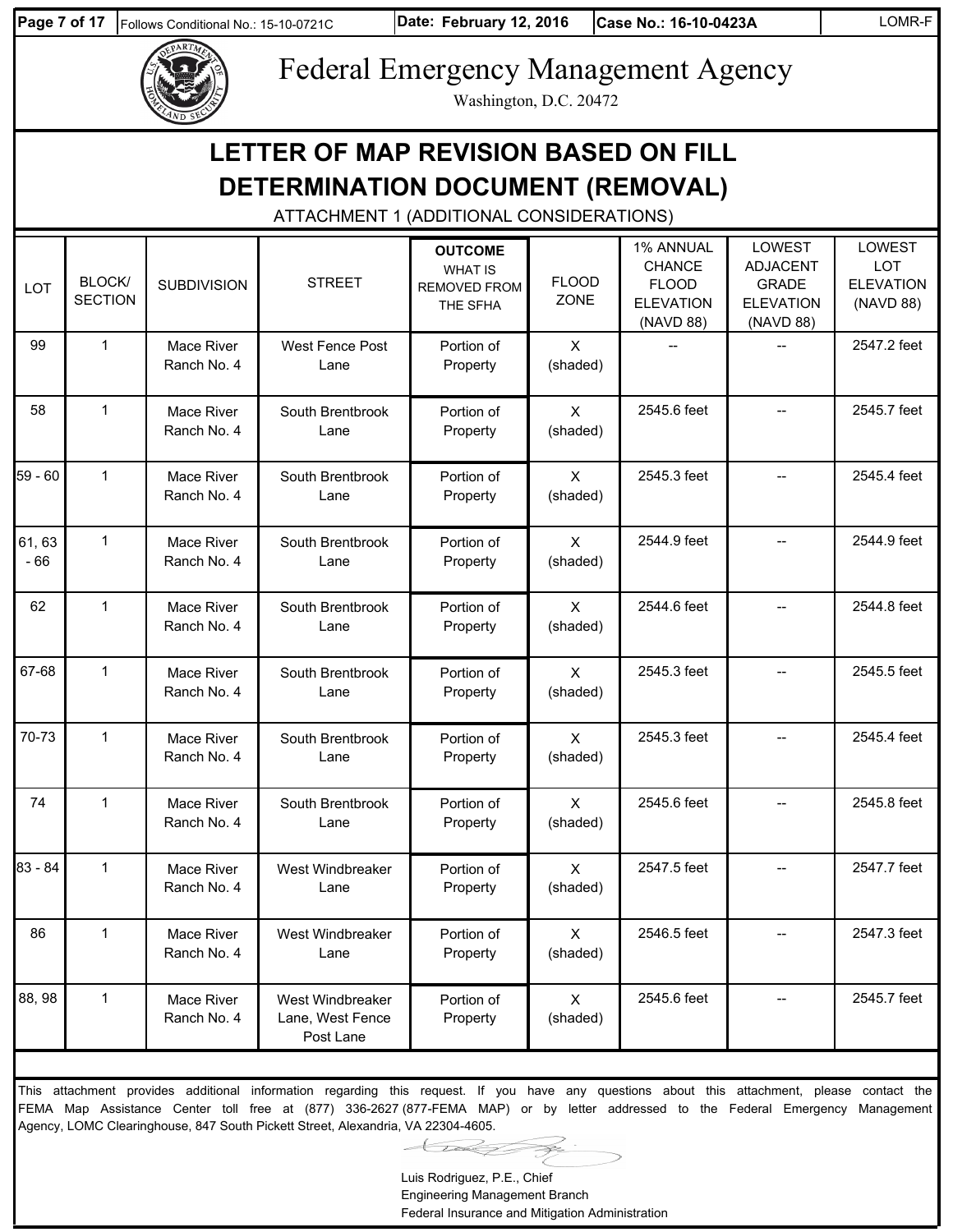| Page 7 of 17 | Follows Conditional No.: 15-10-0721C | Date: February 12, 2016 | Case No.: 16-10-0423A | LOMR-F |
|---|---|---|---|---|

# Federal Emergency Management Agency

Washington, D.C. 20472

## LETTER OF MAP REVISION BASED ON FILL DETERMINATION DOCUMENT (REMOVAL)

ATTACHMENT 1 (ADDITIONAL CONSIDERATIONS)

| LOT | BLOCK/ SECTION | SUBDIVISION | STREET | **OUTCOME** WHAT IS REMOVED FROM THE SFHA | FLOOD ZONE | 1% ANNUAL CHANCE FLOOD ELEVATION (NAVD 88) | LOWEST ADJACENT GRADE ELEVATION (NAVD 88) | LOWEST LOT ELEVATION (NAVD 88) |
|---|---|---|---|---|---|---|---|---|
| 99 | 1 | Mace River Ranch No. 4 | West Fence Post Lane | Portion of Property | X (shaded) | -- | -- | 2547.2 feet |
| 58 | 1 | Mace River Ranch No. 4 | South Brentbrook Lane | Portion of Property | X (shaded) | 2545.6 feet | -- | 2545.7 feet |
| 59 - 60 | 1 | Mace River Ranch No. 4 | South Brentbrook Lane | Portion of Property | X (shaded) | 2545.3 feet | -- | 2545.4 feet |
| 61, 63 - 66 | 1 | Mace River Ranch No. 4 | South Brentbrook Lane | Portion of Property | X (shaded) | 2544.9 feet | -- | 2544.9 feet |
| 62 | 1 | Mace River Ranch No. 4 | South Brentbrook Lane | Portion of Property | X (shaded) | 2544.6 feet | -- | 2544.8 feet |
| 67-68 | 1 | Mace River Ranch No. 4 | South Brentbrook Lane | Portion of Property | X (shaded) | 2545.3 feet | -- | 2545.5 feet |
| 70-73 | 1 | Mace River Ranch No. 4 | South Brentbrook Lane | Portion of Property | X (shaded) | 2545.3 feet | -- | 2545.4 feet |
| 74 | 1 | Mace River Ranch No. 4 | South Brentbrook Lane | Portion of Property | X (shaded) | 2545.6 feet | -- | 2545.8 feet |
| 83 - 84 | 1 | Mace River Ranch No. 4 | West Windbreaker Lane | Portion of Property | X (shaded) | 2547.5 feet | -- | 2547.7 feet |
| 86 | 1 | Mace River Ranch No. 4 | West Windbreaker Lane | Portion of Property | X (shaded) | 2546.5 feet | -- | 2547.3 feet |
| 88, 98 | 1 | Mace River Ranch No. 4 | West Windbreaker Lane, West Fence Post Lane | Portion of Property | X (shaded) | 2545.6 feet | -- | 2545.7 feet |

This attachment provides additional information regarding this request. If you have any questions about this attachment, please contact the FEMA Map Assistance Center toll free at (877) 336-2627 (877-FEMA MAP) or by letter addressed to the Federal Emergency Management Agency, LOMC Clearinghouse, 847 South Pickett Street, Alexandria, VA 22304-4605.

Luis Rodriguez, P.E., Chief
Engineering Management Branch
Federal Insurance and Mitigation Administration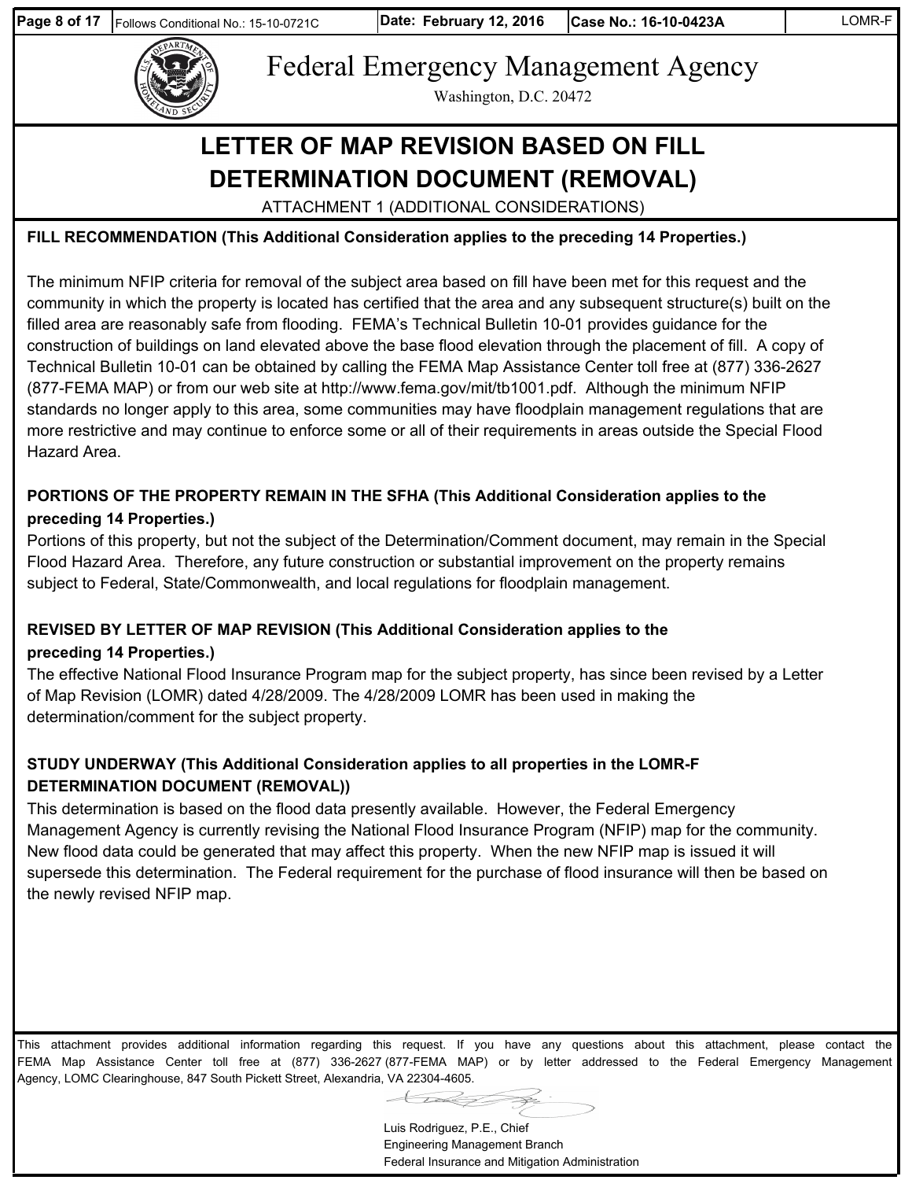| Follows Conditional No.: 15-10-0721C | Date: February 12, 2016 | Case No.: 16-10-0423A | LOMR-F |
|---|---|---|---|

Federal Emergency Management Agency

Washington, D.C. 20472

# LETTER OF MAP REVISION BASED ON FILL DETERMINATION DOCUMENT (REMOVAL)

ATTACHMENT 1 (ADDITIONAL CONSIDERATIONS)

**FILL RECOMMENDATION (This Additional Consideration applies to the preceding 14 Properties.)**

The minimum NFIP criteria for removal of the subject area based on fill have been met for this request and the community in which the property is located has certified that the area and any subsequent structure(s) built on the filled area are reasonably safe from flooding. FEMA's Technical Bulletin 10-01 provides guidance for the construction of buildings on land elevated above the base flood elevation through the placement of fill. A copy of Technical Bulletin 10-01 can be obtained by calling the FEMA Map Assistance Center toll free at (877) 336-2627 (877-FEMA MAP) or from our web site at http://www.fema.gov/mit/tb1001.pdf. Although the minimum NFIP standards no longer apply to this area, some communities may have floodplain management regulations that are more restrictive and may continue to enforce some or all of their requirements in areas outside the Special Flood Hazard Area.

**PORTIONS OF THE PROPERTY REMAIN IN THE SFHA (This Additional Consideration applies to the preceding 14 Properties.)**

Portions of this property, but not the subject of the Determination/Comment document, may remain in the Special Flood Hazard Area. Therefore, any future construction or substantial improvement on the property remains subject to Federal, State/Commonwealth, and local regulations for floodplain management.

**REVISED BY LETTER OF MAP REVISION (This Additional Consideration applies to the preceding 14 Properties.)**

The effective National Flood Insurance Program map for the subject property, has since been revised by a Letter of Map Revision (LOMR) dated 4/28/2009. The 4/28/2009 LOMR has been used in making the determination/comment for the subject property.

**STUDY UNDERWAY (This Additional Consideration applies to all properties in the LOMR-F DETERMINATION DOCUMENT (REMOVAL))**

This determination is based on the flood data presently available. However, the Federal Emergency Management Agency is currently revising the National Flood Insurance Program (NFIP) map for the community. New flood data could be generated that may affect this property. When the new NFIP map is issued it will supersede this determination. The Federal requirement for the purchase of flood insurance will then be based on the newly revised NFIP map.

This attachment provides additional information regarding this request. If you have any questions about this attachment, please contact the FEMA Map Assistance Center toll free at (877) 336-2627 (877-FEMA MAP) or by letter addressed to the Federal Emergency Management Agency, LOMC Clearinghouse, 847 South Pickett Street, Alexandria, VA 22304-4605.

Luis Rodriguez, P.E., Chief
Engineering Management Branch
Federal Insurance and Mitigation Administration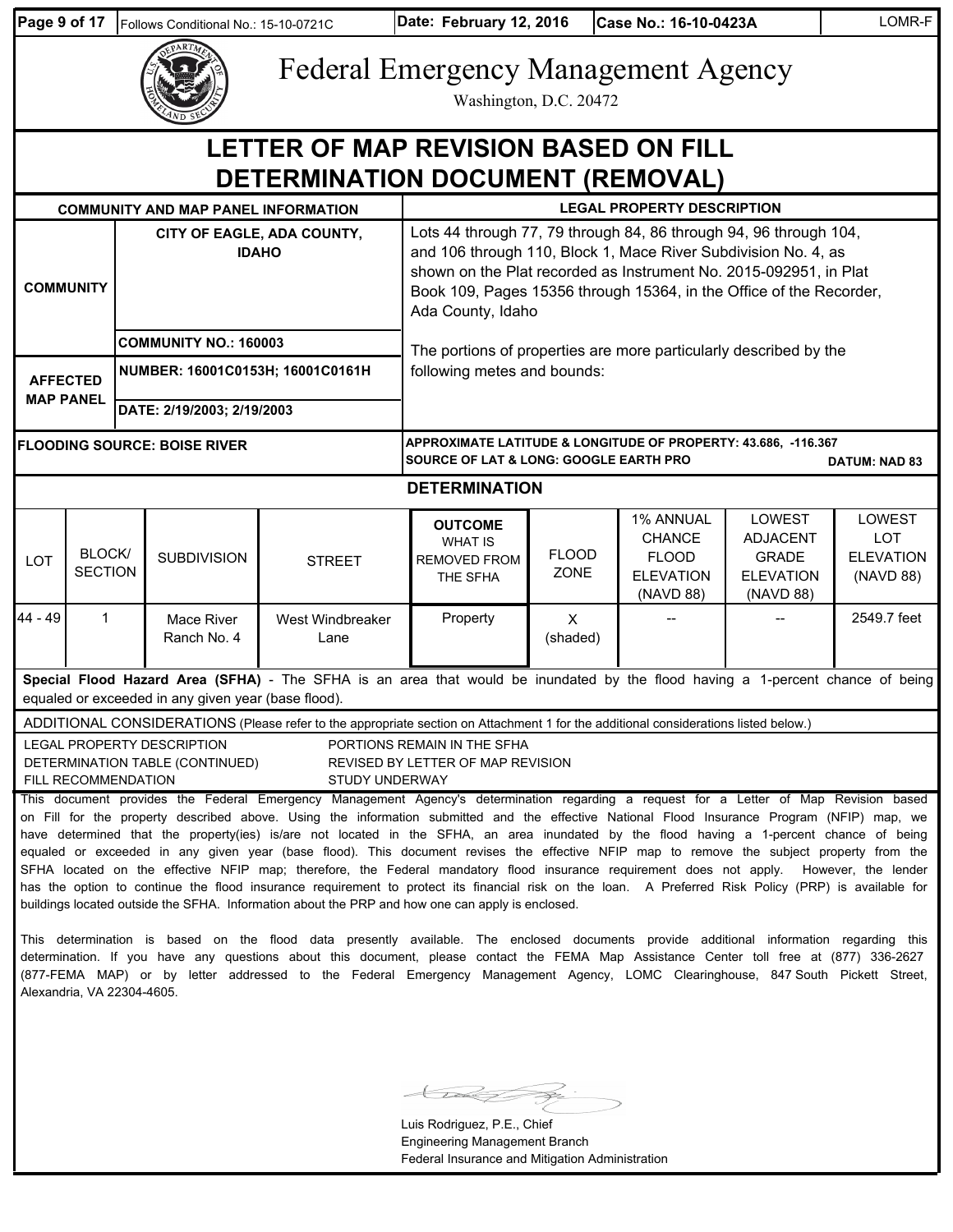Follows Conditional No.: 15-10-0721C | Date: February 12, 2016 | Case No.: 16-10-0423A | LOMR-F

# Federal Emergency Management Agency

Washington, D.C. 20472

## LETTER OF MAP REVISION BASED ON FILL DETERMINATION DOCUMENT (REMOVAL)

| COMMUNITY AND MAP PANEL INFORMATION | | | LEGAL PROPERTY DESCRIPTION |
|---|---|---|---|
| COMMUNITY | CITY OF EAGLE, ADA COUNTY, IDAHO | | Lots 44 through 77, 79 through 84, 86 through 94, 96 through 104, and 106 through 110, Block 1, Mace River Subdivision No. 4, as shown on the Plat recorded as Instrument No. 2015-092951, in Plat Book 109, Pages 15356 through 15364, in the Office of the Recorder, Ada County, Idaho<br><br>The portions of properties are more particularly described by the following metes and bounds: |
| | COMMUNITY NO.: 160003 | | |
| AFFECTED MAP PANEL | NUMBER: 16001C0153H; 16001C0161H | | |
| | DATE: 2/19/2003; 2/19/2003 | | |
| FLOODING SOURCE: BOISE RIVER | | | APPROXIMATE LATITUDE & LONGITUDE OF PROPERTY: 43.686, -116.367<br>SOURCE OF LAT & LONG: GOOGLE EARTH PRO DATUM: NAD 83 |

### DETERMINATION

| LOT | BLOCK/ SECTION | SUBDIVISION | STREET | OUTCOME WHAT IS REMOVED FROM THE SFHA | FLOOD ZONE | 1% ANNUAL CHANCE FLOOD ELEVATION (NAVD 88) | LOWEST ADJACENT GRADE ELEVATION (NAVD 88) | LOWEST LOT ELEVATION (NAVD 88) |
|---|---|---|---|---|---|---|---|---|
| 44 - 49 | 1 | Mace River Ranch No. 4 | West Windbreaker Lane | Property | X (shaded) | -- | -- | 2549.7 feet |

**Special Flood Hazard Area (SFHA)** - The SFHA is an area that would be inundated by the flood having a 1-percent chance of being equaled or exceeded in any given year (base flood).

ADDITIONAL CONSIDERATIONS (Please refer to the appropriate section on Attachment 1 for the additional considerations listed below.)

LEGAL PROPERTY DESCRIPTION
DETERMINATION TABLE (CONTINUED)
FILL RECOMMENDATION
PORTIONS REMAIN IN THE SFHA
REVISED BY LETTER OF MAP REVISION
STUDY UNDERWAY

This document provides the Federal Emergency Management Agency's determination regarding a request for a Letter of Map Revision based on Fill for the property described above. Using the information submitted and the effective National Flood Insurance Program (NFIP) map, we have determined that the property(ies) is/are not located in the SFHA, an area inundated by the flood having a 1-percent chance of being equaled or exceeded in any given year (base flood). This document revises the effective NFIP map to remove the subject property from the SFHA located on the effective NFIP map; therefore, the Federal mandatory flood insurance requirement does not apply. However, the lender has the option to continue the flood insurance requirement to protect its financial risk on the loan. A Preferred Risk Policy (PRP) is available for buildings located outside the SFHA. Information about the PRP and how one can apply is enclosed.

This determination is based on the flood data presently available. The enclosed documents provide additional information regarding this determination. If you have any questions about this document, please contact the FEMA Map Assistance Center toll free at (877) 336-2627 (877-FEMA MAP) or by letter addressed to the Federal Emergency Management Agency, LOMC Clearinghouse, 847 South Pickett Street, Alexandria, VA 22304-4605.

Luis Rodriguez, P.E., Chief
Engineering Management Branch
Federal Insurance and Mitigation Administration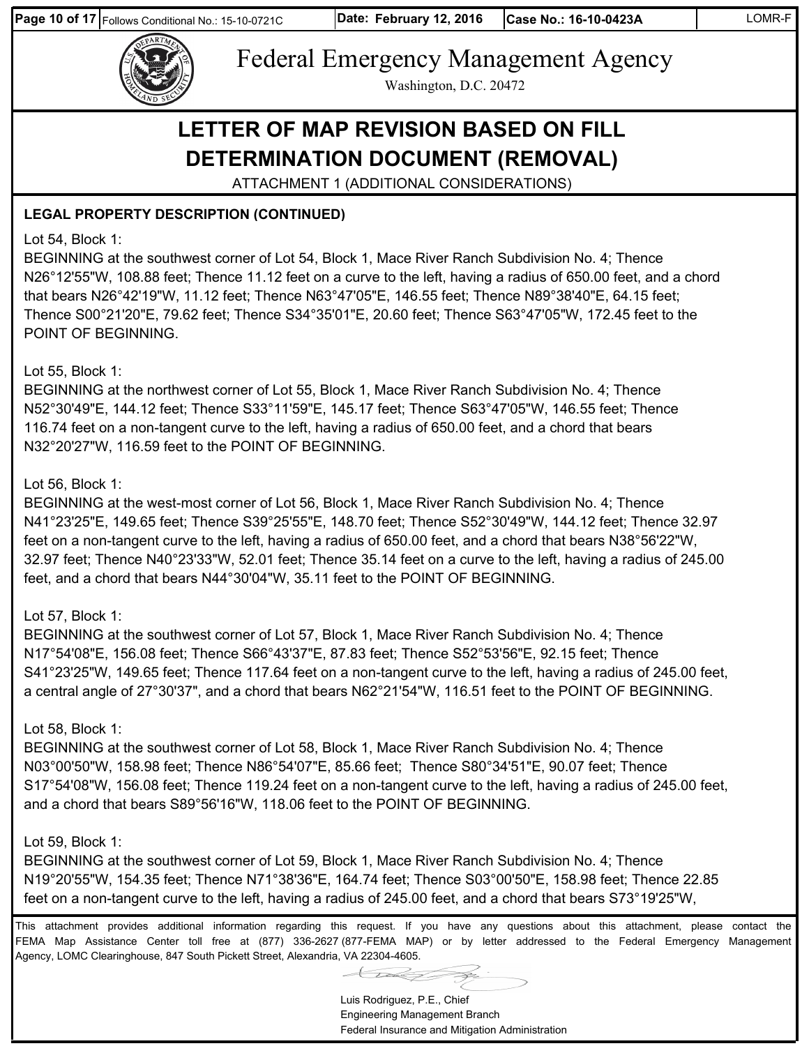# Federal Emergency Management Agency

Washington, D.C. 20472

## LETTER OF MAP REVISION BASED ON FILL DETERMINATION DOCUMENT (REMOVAL)

ATTACHMENT 1 (ADDITIONAL CONSIDERATIONS)

**LEGAL PROPERTY DESCRIPTION (CONTINUED)**

Lot 54, Block 1:
BEGINNING at the southwest corner of Lot 54, Block 1, Mace River Ranch Subdivision No. 4; Thence N26°12'55"W, 108.88 feet; Thence 11.12 feet on a curve to the left, having a radius of 650.00 feet, and a chord that bears N26°42'19"W, 11.12 feet; Thence N63°47'05"E, 146.55 feet; Thence N89°38'40"E, 64.15 feet; Thence S00°21'20"E, 79.62 feet; Thence S34°35'01"E, 20.60 feet; Thence S63°47'05"W, 172.45 feet to the POINT OF BEGINNING.

Lot 55, Block 1:
BEGINNING at the northwest corner of Lot 55, Block 1, Mace River Ranch Subdivision No. 4; Thence N52°30'49"E, 144.12 feet; Thence S33°11'59"E, 145.17 feet; Thence S63°47'05"W, 146.55 feet; Thence 116.74 feet on a non-tangent curve to the left, having a radius of 650.00 feet, and a chord that bears N32°20'27"W, 116.59 feet to the POINT OF BEGINNING.

Lot 56, Block 1:
BEGINNING at the west-most corner of Lot 56, Block 1, Mace River Ranch Subdivision No. 4; Thence N41°23'25"E, 149.65 feet; Thence S39°25'55"E, 148.70 feet; Thence S52°30'49"W, 144.12 feet; Thence 32.97 feet on a non-tangent curve to the left, having a radius of 650.00 feet, and a chord that bears N38°56'22"W, 32.97 feet; Thence N40°23'33"W, 52.01 feet; Thence 35.14 feet on a curve to the left, having a radius of 245.00 feet, and a chord that bears N44°30'04"W, 35.11 feet to the POINT OF BEGINNING.

Lot 57, Block 1:
BEGINNING at the southwest corner of Lot 57, Block 1, Mace River Ranch Subdivision No. 4; Thence N17°54'08"E, 156.08 feet; Thence S66°43'37"E, 87.83 feet; Thence S52°53'56"E, 92.15 feet; Thence S41°23'25"W, 149.65 feet; Thence 117.64 feet on a non-tangent curve to the left, having a radius of 245.00 feet, a central angle of 27°30'37", and a chord that bears N62°21'54"W, 116.51 feet to the POINT OF BEGINNING.

Lot 58, Block 1:
BEGINNING at the southwest corner of Lot 58, Block 1, Mace River Ranch Subdivision No. 4; Thence N03°00'50"W, 158.98 feet; Thence N86°54'07"E, 85.66 feet; Thence S80°34'51"E, 90.07 feet; Thence S17°54'08"W, 156.08 feet; Thence 119.24 feet on a non-tangent curve to the left, having a radius of 245.00 feet, and a chord that bears S89°56'16"W, 118.06 feet to the POINT OF BEGINNING.

Lot 59, Block 1:
BEGINNING at the southwest corner of Lot 59, Block 1, Mace River Ranch Subdivision No. 4; Thence N19°20'55"W, 154.35 feet; Thence N71°38'36"E, 164.74 feet; Thence S03°00'50"E, 158.98 feet; Thence 22.85 feet on a non-tangent curve to the left, having a radius of 245.00 feet, and a chord that bears S73°19'25"W,

This attachment provides additional information regarding this request. If you have any questions about this attachment, please contact the FEMA Map Assistance Center toll free at (877) 336-2627 (877-FEMA MAP) or by letter addressed to the Federal Emergency Management Agency, LOMC Clearinghouse, 847 South Pickett Street, Alexandria, VA 22304-4605.

Luis Rodriguez, P.E., Chief
Engineering Management Branch
Federal Insurance and Mitigation Administration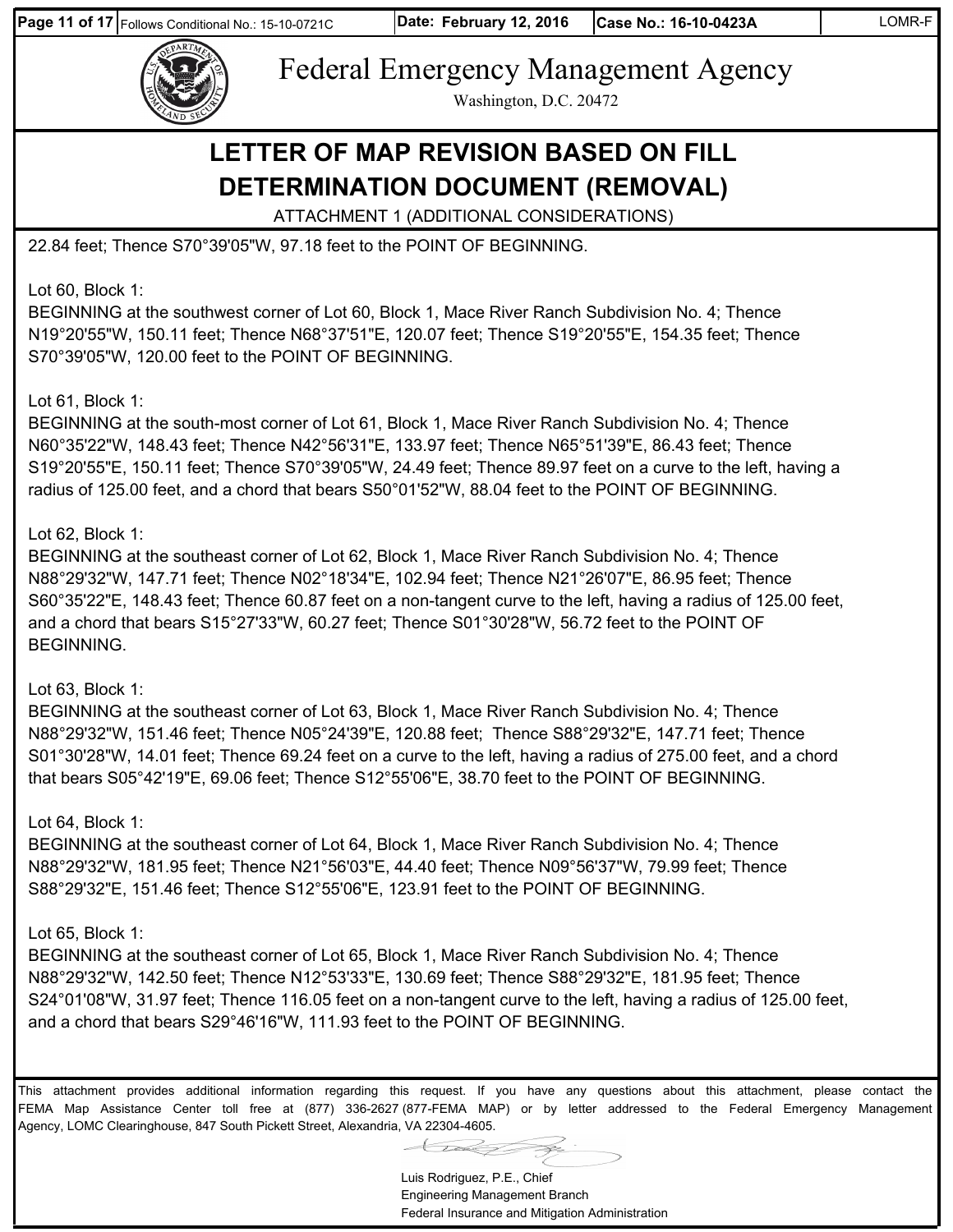Federal Emergency Management Agency

Washington, D.C. 20472

# LETTER OF MAP REVISION BASED ON FILL DETERMINATION DOCUMENT (REMOVAL)

ATTACHMENT 1 (ADDITIONAL CONSIDERATIONS)

22.84 feet; Thence S70°39'05"W, 97.18 feet to the POINT OF BEGINNING.

Lot 60, Block 1:
BEGINNING at the southwest corner of Lot 60, Block 1, Mace River Ranch Subdivision No. 4; Thence N19°20'55"W, 150.11 feet; Thence N68°37'51"E, 120.07 feet; Thence S19°20'55"E, 154.35 feet; Thence S70°39'05"W, 120.00 feet to the POINT OF BEGINNING.

Lot 61, Block 1:
BEGINNING at the south-most corner of Lot 61, Block 1, Mace River Ranch Subdivision No. 4; Thence N60°35'22"W, 148.43 feet; Thence N42°56'31"E, 133.97 feet; Thence N65°51'39"E, 86.43 feet; Thence S19°20'55"E, 150.11 feet; Thence S70°39'05"W, 24.49 feet; Thence 89.97 feet on a curve to the left, having a radius of 125.00 feet, and a chord that bears S50°01'52"W, 88.04 feet to the POINT OF BEGINNING.

Lot 62, Block 1:
BEGINNING at the southeast corner of Lot 62, Block 1, Mace River Ranch Subdivision No. 4; Thence N88°29'32"W, 147.71 feet; Thence N02°18'34"E, 102.94 feet; Thence N21°26'07"E, 86.95 feet; Thence S60°35'22"E, 148.43 feet; Thence 60.87 feet on a non-tangent curve to the left, having a radius of 125.00 feet, and a chord that bears S15°27'33"W, 60.27 feet; Thence S01°30'28"W, 56.72 feet to the POINT OF BEGINNING.

Lot 63, Block 1:
BEGINNING at the southeast corner of Lot 63, Block 1, Mace River Ranch Subdivision No. 4; Thence N88°29'32"W, 151.46 feet; Thence N05°24'39"E, 120.88 feet; Thence S88°29'32"E, 147.71 feet; Thence S01°30'28"W, 14.01 feet; Thence 69.24 feet on a curve to the left, having a radius of 275.00 feet, and a chord that bears S05°42'19"E, 69.06 feet; Thence S12°55'06"E, 38.70 feet to the POINT OF BEGINNING.

Lot 64, Block 1:
BEGINNING at the southeast corner of Lot 64, Block 1, Mace River Ranch Subdivision No. 4; Thence N88°29'32"W, 181.95 feet; Thence N21°56'03"E, 44.40 feet; Thence N09°56'37"W, 79.99 feet; Thence S88°29'32"E, 151.46 feet; Thence S12°55'06"E, 123.91 feet to the POINT OF BEGINNING.

Lot 65, Block 1:
BEGINNING at the southeast corner of Lot 65, Block 1, Mace River Ranch Subdivision No. 4; Thence N88°29'32"W, 142.50 feet; Thence N12°53'33"E, 130.69 feet; Thence S88°29'32"E, 181.95 feet; Thence S24°01'08"W, 31.97 feet; Thence 116.05 feet on a non-tangent curve to the left, having a radius of 125.00 feet, and a chord that bears S29°46'16"W, 111.93 feet to the POINT OF BEGINNING.

This attachment provides additional information regarding this request. If you have any questions about this attachment, please contact the FEMA Map Assistance Center toll free at (877) 336-2627 (877-FEMA MAP) or by letter addressed to the Federal Emergency Management Agency, LOMC Clearinghouse, 847 South Pickett Street, Alexandria, VA 22304-4605.

Luis Rodriguez, P.E., Chief
Engineering Management Branch
Federal Insurance and Mitigation Administration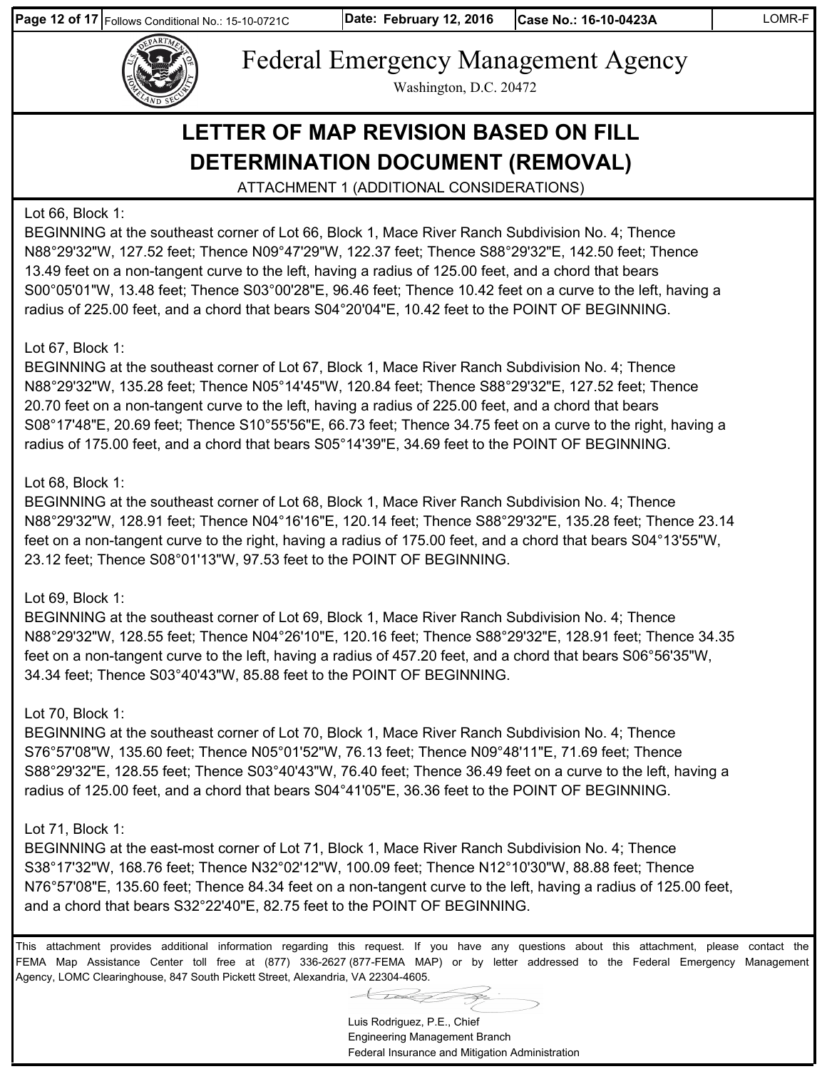Federal Emergency Management Agency

Washington, D.C. 20472

# LETTER OF MAP REVISION BASED ON FILL DETERMINATION DOCUMENT (REMOVAL)

ATTACHMENT 1 (ADDITIONAL CONSIDERATIONS)

Lot 66, Block 1:
BEGINNING at the southeast corner of Lot 66, Block 1, Mace River Ranch Subdivision No. 4; Thence N88°29'32"W, 127.52 feet; Thence N09°47'29"W, 122.37 feet; Thence S88°29'32"E, 142.50 feet; Thence 13.49 feet on a non-tangent curve to the left, having a radius of 125.00 feet, and a chord that bears S00°05'01"W, 13.48 feet; Thence S03°00'28"E, 96.46 feet; Thence 10.42 feet on a curve to the left, having a radius of 225.00 feet, and a chord that bears S04°20'04"E, 10.42 feet to the POINT OF BEGINNING.

Lot 67, Block 1:
BEGINNING at the southeast corner of Lot 67, Block 1, Mace River Ranch Subdivision No. 4; Thence N88°29'32"W, 135.28 feet; Thence N05°14'45"W, 120.84 feet; Thence S88°29'32"E, 127.52 feet; Thence 20.70 feet on a non-tangent curve to the left, having a radius of 225.00 feet, and a chord that bears S08°17'48"E, 20.69 feet; Thence S10°55'56"E, 66.73 feet; Thence 34.75 feet on a curve to the right, having a radius of 175.00 feet, and a chord that bears S05°14'39"E, 34.69 feet to the POINT OF BEGINNING.

Lot 68, Block 1:
BEGINNING at the southeast corner of Lot 68, Block 1, Mace River Ranch Subdivision No. 4; Thence N88°29'32"W, 128.91 feet; Thence N04°16'16"E, 120.14 feet; Thence S88°29'32"E, 135.28 feet; Thence 23.14 feet on a non-tangent curve to the right, having a radius of 175.00 feet, and a chord that bears S04°13'55"W, 23.12 feet; Thence S08°01'13"W, 97.53 feet to the POINT OF BEGINNING.

Lot 69, Block 1:
BEGINNING at the southeast corner of Lot 69, Block 1, Mace River Ranch Subdivision No. 4; Thence N88°29'32"W, 128.55 feet; Thence N04°26'10"E, 120.16 feet; Thence S88°29'32"E, 128.91 feet; Thence 34.35 feet on a non-tangent curve to the left, having a radius of 457.20 feet, and a chord that bears S06°56'35"W, 34.34 feet; Thence S03°40'43"W, 85.88 feet to the POINT OF BEGINNING.

Lot 70, Block 1:
BEGINNING at the southeast corner of Lot 70, Block 1, Mace River Ranch Subdivision No. 4; Thence S76°57'08"W, 135.60 feet; Thence N05°01'52"W, 76.13 feet; Thence N09°48'11"E, 71.69 feet; Thence S88°29'32"E, 128.55 feet; Thence S03°40'43"W, 76.40 feet; Thence 36.49 feet on a curve to the left, having a radius of 125.00 feet, and a chord that bears S04°41'05"E, 36.36 feet to the POINT OF BEGINNING.

Lot 71, Block 1:
BEGINNING at the east-most corner of Lot 71, Block 1, Mace River Ranch Subdivision No. 4; Thence S38°17'32"W, 168.76 feet; Thence N32°02'12"W, 100.09 feet; Thence N12°10'30"W, 88.88 feet; Thence N76°57'08"E, 135.60 feet; Thence 84.34 feet on a non-tangent curve to the left, having a radius of 125.00 feet, and a chord that bears S32°22'40"E, 82.75 feet to the POINT OF BEGINNING.

This attachment provides additional information regarding this request. If you have any questions about this attachment, please contact the FEMA Map Assistance Center toll free at (877) 336-2627 (877-FEMA MAP) or by letter addressed to the Federal Emergency Management Agency, LOMC Clearinghouse, 847 South Pickett Street, Alexandria, VA 22304-4605.

Luis Rodriguez, P.E., Chief
Engineering Management Branch
Federal Insurance and Mitigation Administration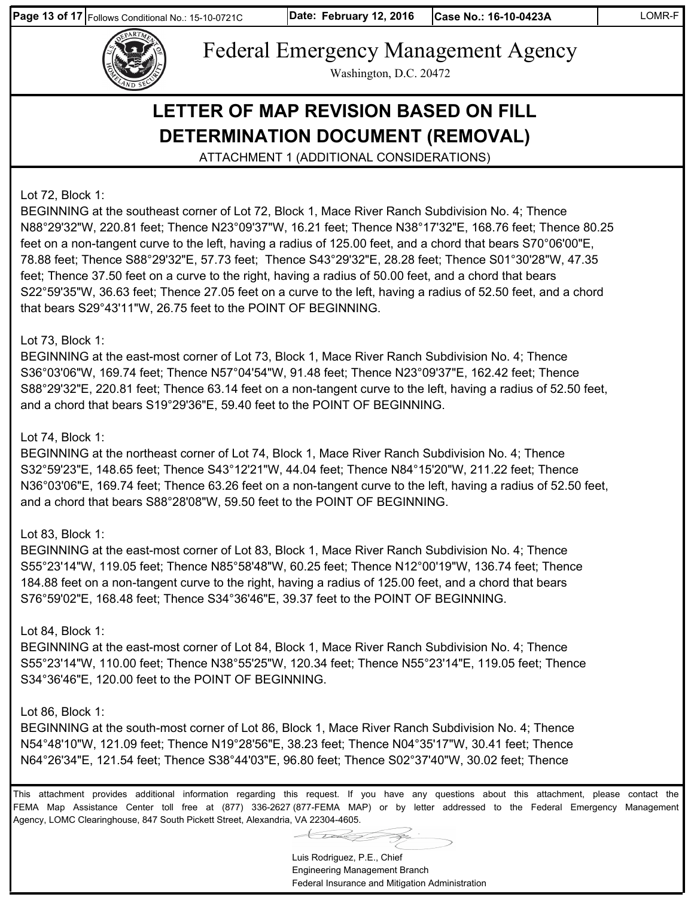Federal Emergency Management Agency

Washington, D.C. 20472

# LETTER OF MAP REVISION BASED ON FILL DETERMINATION DOCUMENT (REMOVAL)

ATTACHMENT 1 (ADDITIONAL CONSIDERATIONS)

Lot 72, Block 1:
BEGINNING at the southeast corner of Lot 72, Block 1, Mace River Ranch Subdivision No. 4; Thence N88°29'32"W, 220.81 feet; Thence N23°09'37"W, 16.21 feet; Thence N38°17'32"E, 168.76 feet; Thence 80.25 feet on a non-tangent curve to the left, having a radius of 125.00 feet, and a chord that bears S70°06'00"E, 78.88 feet; Thence S88°29'32"E, 57.73 feet; Thence S43°29'32"E, 28.28 feet; Thence S01°30'28"W, 47.35 feet; Thence 37.50 feet on a curve to the right, having a radius of 50.00 feet, and a chord that bears S22°59'35"W, 36.63 feet; Thence 27.05 feet on a curve to the left, having a radius of 52.50 feet, and a chord that bears S29°43'11"W, 26.75 feet to the POINT OF BEGINNING.

Lot 73, Block 1:
BEGINNING at the east-most corner of Lot 73, Block 1, Mace River Ranch Subdivision No. 4; Thence S36°03'06"W, 169.74 feet; Thence N57°04'54"W, 91.48 feet; Thence N23°09'37"E, 162.42 feet; Thence S88°29'32"E, 220.81 feet; Thence 63.14 feet on a non-tangent curve to the left, having a radius of 52.50 feet, and a chord that bears S19°29'36"E, 59.40 feet to the POINT OF BEGINNING.

Lot 74, Block 1:
BEGINNING at the northeast corner of Lot 74, Block 1, Mace River Ranch Subdivision No. 4; Thence S32°59'23"E, 148.65 feet; Thence S43°12'21"W, 44.04 feet; Thence N84°15'20"W, 211.22 feet; Thence N36°03'06"E, 169.74 feet; Thence 63.26 feet on a non-tangent curve to the left, having a radius of 52.50 feet, and a chord that bears S88°28'08"W, 59.50 feet to the POINT OF BEGINNING.

Lot 83, Block 1:
BEGINNING at the east-most corner of Lot 83, Block 1, Mace River Ranch Subdivision No. 4; Thence S55°23'14"W, 119.05 feet; Thence N85°58'48"W, 60.25 feet; Thence N12°00'19"W, 136.74 feet; Thence 184.88 feet on a non-tangent curve to the right, having a radius of 125.00 feet, and a chord that bears S76°59'02"E, 168.48 feet; Thence S34°36'46"E, 39.37 feet to the POINT OF BEGINNING.

Lot 84, Block 1:
BEGINNING at the east-most corner of Lot 84, Block 1, Mace River Ranch Subdivision No. 4; Thence S55°23'14"W, 110.00 feet; Thence N38°55'25"W, 120.34 feet; Thence N55°23'14"E, 119.05 feet; Thence S34°36'46"E, 120.00 feet to the POINT OF BEGINNING.

Lot 86, Block 1:
BEGINNING at the south-most corner of Lot 86, Block 1, Mace River Ranch Subdivision No. 4; Thence N54°48'10"W, 121.09 feet; Thence N19°28'56"E, 38.23 feet; Thence N04°35'17"W, 30.41 feet; Thence N64°26'34"E, 121.54 feet; Thence S38°44'03"E, 96.80 feet; Thence S02°37'40"W, 30.02 feet; Thence

This attachment provides additional information regarding this request. If you have any questions about this attachment, please contact the FEMA Map Assistance Center toll free at (877) 336-2627 (877-FEMA MAP) or by letter addressed to the Federal Emergency Management Agency, LOMC Clearinghouse, 847 South Pickett Street, Alexandria, VA 22304-4605.

Luis Rodriguez, P.E., Chief
Engineering Management Branch
Federal Insurance and Mitigation Administration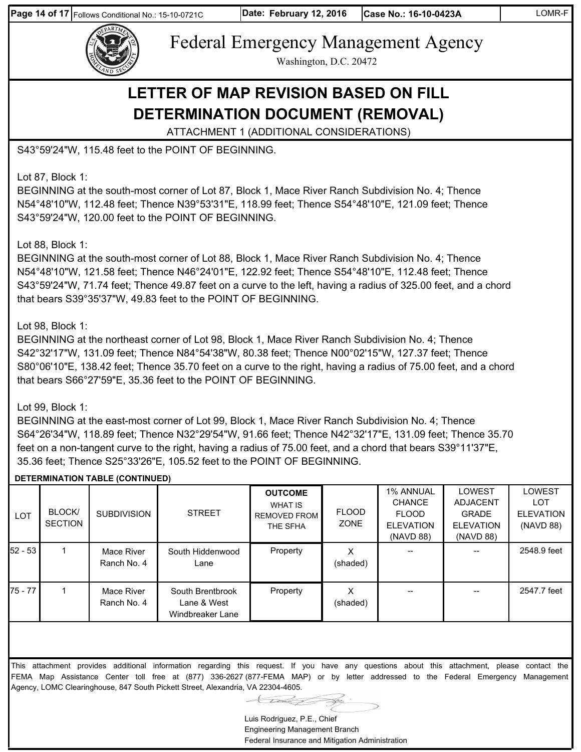# Federal Emergency Management Agency

Washington, D.C. 20472

## LETTER OF MAP REVISION BASED ON FILL DETERMINATION DOCUMENT (REMOVAL)

ATTACHMENT 1 (ADDITIONAL CONSIDERATIONS)

S43°59'24"W, 115.48 feet to the POINT OF BEGINNING.

Lot 87, Block 1:
BEGINNING at the south-most corner of Lot 87, Block 1, Mace River Ranch Subdivision No. 4; Thence N54°48'10"W, 112.48 feet; Thence N39°53'31"E, 118.99 feet; Thence S54°48'10"E, 121.09 feet; Thence S43°59'24"W, 120.00 feet to the POINT OF BEGINNING.

Lot 88, Block 1:
BEGINNING at the south-most corner of Lot 88, Block 1, Mace River Ranch Subdivision No. 4; Thence N54°48'10"W, 121.58 feet; Thence N46°24'01"E, 122.92 feet; Thence S54°48'10"E, 112.48 feet; Thence S43°59'24"W, 71.74 feet; Thence 49.87 feet on a curve to the left, having a radius of 325.00 feet, and a chord that bears S39°35'37"W, 49.83 feet to the POINT OF BEGINNING.

Lot 98, Block 1:
BEGINNING at the northeast corner of Lot 98, Block 1, Mace River Ranch Subdivision No. 4; Thence S42°32'17"W, 131.09 feet; Thence N84°54'38"W, 80.38 feet; Thence N00°02'15"W, 127.37 feet; Thence S80°06'10"E, 138.42 feet; Thence 35.70 feet on a curve to the right, having a radius of 75.00 feet, and a chord that bears S66°27'59"E, 35.36 feet to the POINT OF BEGINNING.

Lot 99, Block 1:
BEGINNING at the east-most corner of Lot 99, Block 1, Mace River Ranch Subdivision No. 4; Thence S64°26'34"W, 118.89 feet; Thence N32°29'54"W, 91.66 feet; Thence N42°32'17"E, 131.09 feet; Thence 35.70 feet on a non-tangent curve to the right, having a radius of 75.00 feet, and a chord that bears S39°11'37"E, 35.36 feet; Thence S25°33'26"E, 105.52 feet to the POINT OF BEGINNING.

**DETERMINATION TABLE (CONTINUED)**

| LOT | BLOCK/ SECTION | SUBDIVISION | STREET | OUTCOME WHAT IS REMOVED FROM THE SFHA | FLOOD ZONE | 1% ANNUAL CHANCE FLOOD ELEVATION (NAVD 88) | LOWEST ADJACENT GRADE ELEVATION (NAVD 88) | LOWEST LOT ELEVATION (NAVD 88) |
|---|---|---|---|---|---|---|---|---|
| 52 - 53 | 1 | Mace River Ranch No. 4 | South Hiddenwood Lane | Property | X (shaded) | -- | -- | 2548.9 feet |
| 75 - 77 | 1 | Mace River Ranch No. 4 | South Brentbrook Lane & West Windbreaker Lane | Property | X (shaded) | -- | -- | 2547.7 feet |

This attachment provides additional information regarding this request. If you have any questions about this attachment, please contact the FEMA Map Assistance Center toll free at (877) 336-2627 (877-FEMA MAP) or by letter addressed to the Federal Emergency Management Agency, LOMC Clearinghouse, 847 South Pickett Street, Alexandria, VA 22304-4605.

Luis Rodriguez, P.E., Chief
Engineering Management Branch
Federal Insurance and Mitigation Administration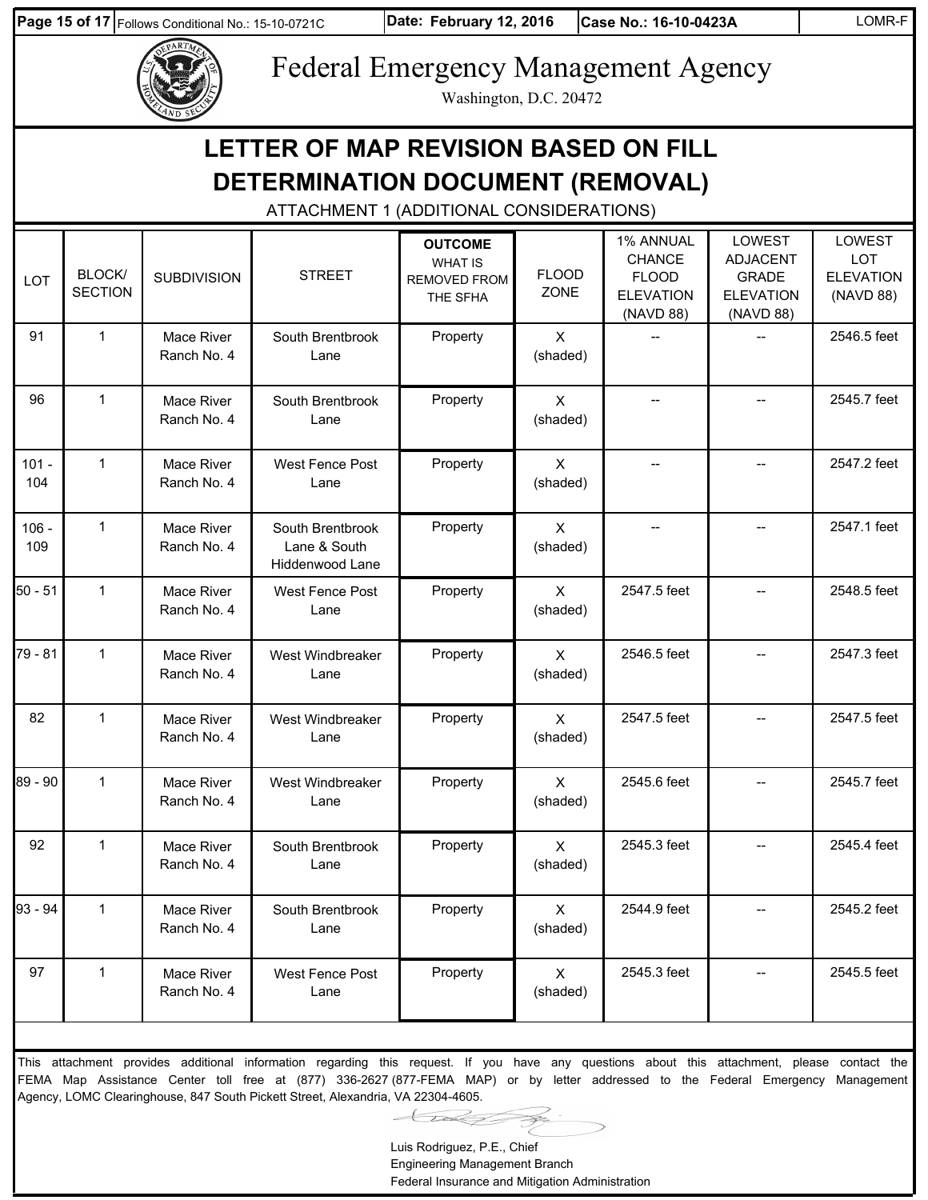Follows Conditional No.: 15-10-0721C | Date: February 12, 2016 | Case No.: 16-10-0423A | LOMR-F

# Federal Emergency Management Agency

Washington, D.C. 20472

## LETTER OF MAP REVISION BASED ON FILL DETERMINATION DOCUMENT (REMOVAL)

ATTACHMENT 1 (ADDITIONAL CONSIDERATIONS)

| LOT | BLOCK/ SECTION | SUBDIVISION | STREET | OUTCOME WHAT IS REMOVED FROM THE SFHA | FLOOD ZONE | 1% ANNUAL CHANCE FLOOD ELEVATION (NAVD 88) | LOWEST ADJACENT GRADE ELEVATION (NAVD 88) | LOWEST LOT ELEVATION (NAVD 88) |
|---|---|---|---|---|---|---|---|---|
| 91 | 1 | Mace River Ranch No. 4 | South Brentbrook Lane | Property | X (shaded) | -- | -- | 2546.5 feet |
| 96 | 1 | Mace River Ranch No. 4 | South Brentbrook Lane | Property | X (shaded) | -- | -- | 2545.7 feet |
| 101 - 104 | 1 | Mace River Ranch No. 4 | West Fence Post Lane | Property | X (shaded) | -- | -- | 2547.2 feet |
| 106 - 109 | 1 | Mace River Ranch No. 4 | South Brentbrook Lane & South Hiddenwood Lane | Property | X (shaded) | -- | -- | 2547.1 feet |
| 50 - 51 | 1 | Mace River Ranch No. 4 | West Fence Post Lane | Property | X (shaded) | 2547.5 feet | -- | 2548.5 feet |
| 79 - 81 | 1 | Mace River Ranch No. 4 | West Windbreaker Lane | Property | X (shaded) | 2546.5 feet | -- | 2547.3 feet |
| 82 | 1 | Mace River Ranch No. 4 | West Windbreaker Lane | Property | X (shaded) | 2547.5 feet | -- | 2547.5 feet |
| 89 - 90 | 1 | Mace River Ranch No. 4 | West Windbreaker Lane | Property | X (shaded) | 2545.6 feet | -- | 2545.7 feet |
| 92 | 1 | Mace River Ranch No. 4 | South Brentbrook Lane | Property | X (shaded) | 2545.3 feet | -- | 2545.4 feet |
| 93 - 94 | 1 | Mace River Ranch No. 4 | South Brentbrook Lane | Property | X (shaded) | 2544.9 feet | -- | 2545.2 feet |
| 97 | 1 | Mace River Ranch No. 4 | West Fence Post Lane | Property | X (shaded) | 2545.3 feet | -- | 2545.5 feet |

This attachment provides additional information regarding this request. If you have any questions about this attachment, please contact the FEMA Map Assistance Center toll free at (877) 336-2627 (877-FEMA MAP) or by letter addressed to the Federal Emergency Management Agency, LOMC Clearinghouse, 847 South Pickett Street, Alexandria, VA 22304-4605.

Luis Rodriguez, P.E., Chief
Engineering Management Branch
Federal Insurance and Mitigation Administration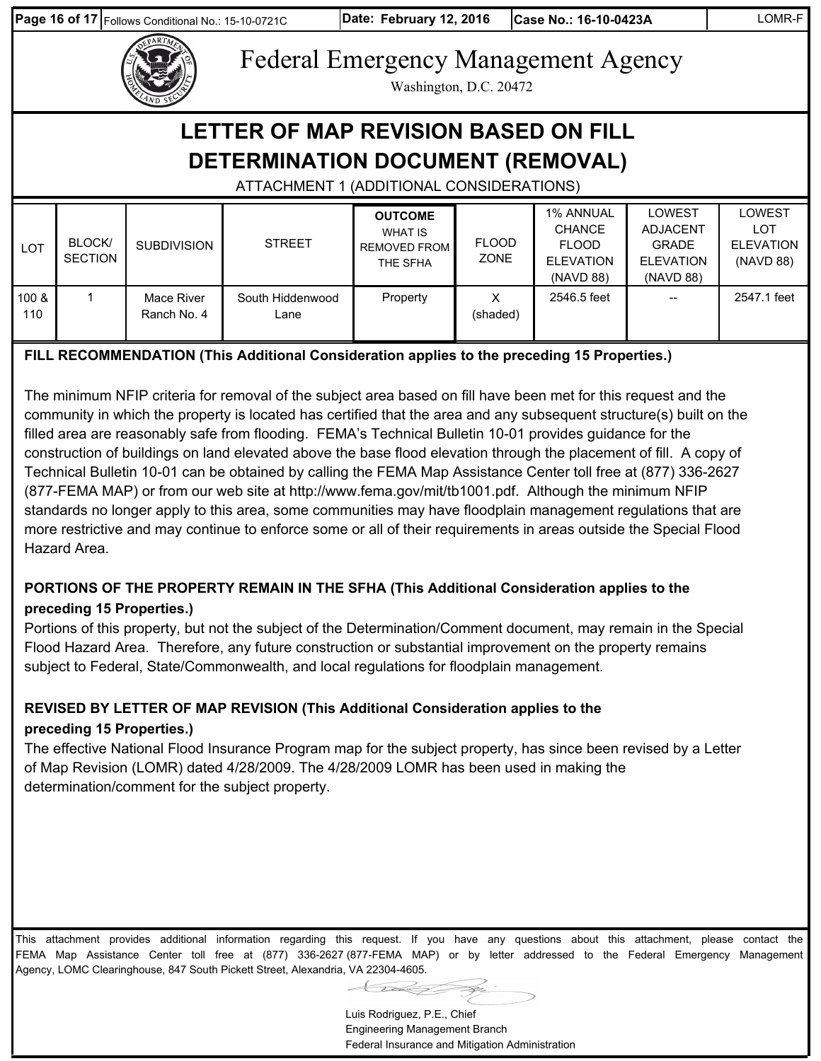# Federal Emergency Management Agency

Washington, D.C. 20472

## LETTER OF MAP REVISION BASED ON FILL DETERMINATION DOCUMENT (REMOVAL)

ATTACHMENT 1 (ADDITIONAL CONSIDERATIONS)

| LOT | BLOCK/ SECTION | SUBDIVISION | STREET | OUTCOME WHAT IS REMOVED FROM THE SFHA | FLOOD ZONE | 1% ANNUAL CHANCE FLOOD ELEVATION (NAVD 88) | LOWEST ADJACENT GRADE ELEVATION (NAVD 88) | LOWEST LOT ELEVATION (NAVD 88) |
|---|---|---|---|---|---|---|---|---|
| 100 & 110 | 1 | Mace River Ranch No. 4 | South Hiddenwood Lane | Property | X (shaded) | 2546.5 feet | -- | 2547.1 feet |

**FILL RECOMMENDATION (This Additional Consideration applies to the preceding 15 Properties.)**

The minimum NFIP criteria for removal of the subject area based on fill have been met for this request and the community in which the property is located has certified that the area and any subsequent structure(s) built on the filled area are reasonably safe from flooding. FEMA's Technical Bulletin 10-01 provides guidance for the construction of buildings on land elevated above the base flood elevation through the placement of fill. A copy of Technical Bulletin 10-01 can be obtained by calling the FEMA Map Assistance Center toll free at (877) 336-2627 (877-FEMA MAP) or from our web site at http://www.fema.gov/mit/tb1001.pdf. Although the minimum NFIP standards no longer apply to this area, some communities may have floodplain management regulations that are more restrictive and may continue to enforce some or all of their requirements in areas outside the Special Flood Hazard Area.

**PORTIONS OF THE PROPERTY REMAIN IN THE SFHA (This Additional Consideration applies to the preceding 15 Properties.)**

Portions of this property, but not the subject of the Determination/Comment document, may remain in the Special Flood Hazard Area. Therefore, any future construction or substantial improvement on the property remains subject to Federal, State/Commonwealth, and local regulations for floodplain management.

**REVISED BY LETTER OF MAP REVISION (This Additional Consideration applies to the preceding 15 Properties.)**

The effective National Flood Insurance Program map for the subject property, has since been revised by a Letter of Map Revision (LOMR) dated 4/28/2009. The 4/28/2009 LOMR has been used in making the determination/comment for the subject property.

This attachment provides additional information regarding this request. If you have any questions about this attachment, please contact the FEMA Map Assistance Center toll free at (877) 336-2627 (877-FEMA MAP) or by letter addressed to the Federal Emergency Management Agency, LOMC Clearinghouse, 847 South Pickett Street, Alexandria, VA 22304-4605.

Luis Rodriguez, P.E., Chief
Engineering Management Branch
Federal Insurance and Mitigation Administration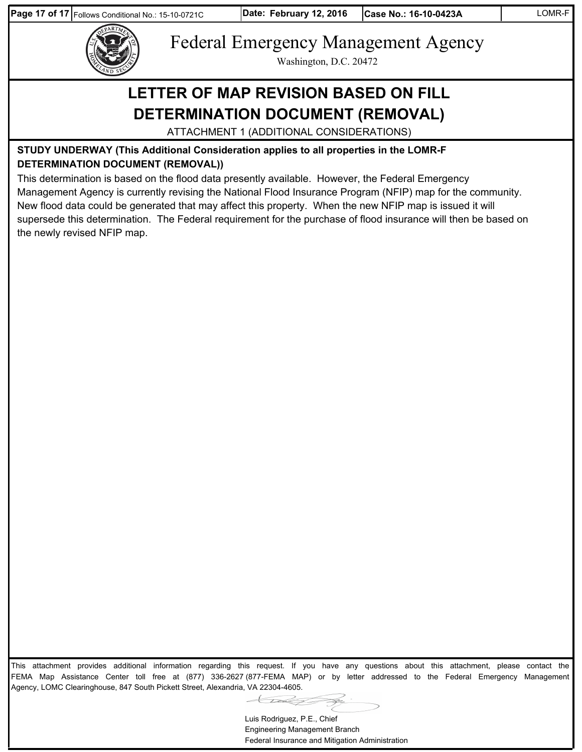# Federal Emergency Management Agency

Washington, D.C. 20472

## LETTER OF MAP REVISION BASED ON FILL DETERMINATION DOCUMENT (REMOVAL)

ATTACHMENT 1 (ADDITIONAL CONSIDERATIONS)

**STUDY UNDERWAY (This Additional Consideration applies to all properties in the LOMR-F DETERMINATION DOCUMENT (REMOVAL))**

This determination is based on the flood data presently available. However, the Federal Emergency Management Agency is currently revising the National Flood Insurance Program (NFIP) map for the community. New flood data could be generated that may affect this property. When the new NFIP map is issued it will supersede this determination. The Federal requirement for the purchase of flood insurance will then be based on the newly revised NFIP map.

This attachment provides additional information regarding this request. If you have any questions about this attachment, please contact the FEMA Map Assistance Center toll free at (877) 336-2627 (877-FEMA MAP) or by letter addressed to the Federal Emergency Management Agency, LOMC Clearinghouse, 847 South Pickett Street, Alexandria, VA 22304-4605.

Luis Rodriguez, P.E., Chief
Engineering Management Branch
Federal Insurance and Mitigation Administration